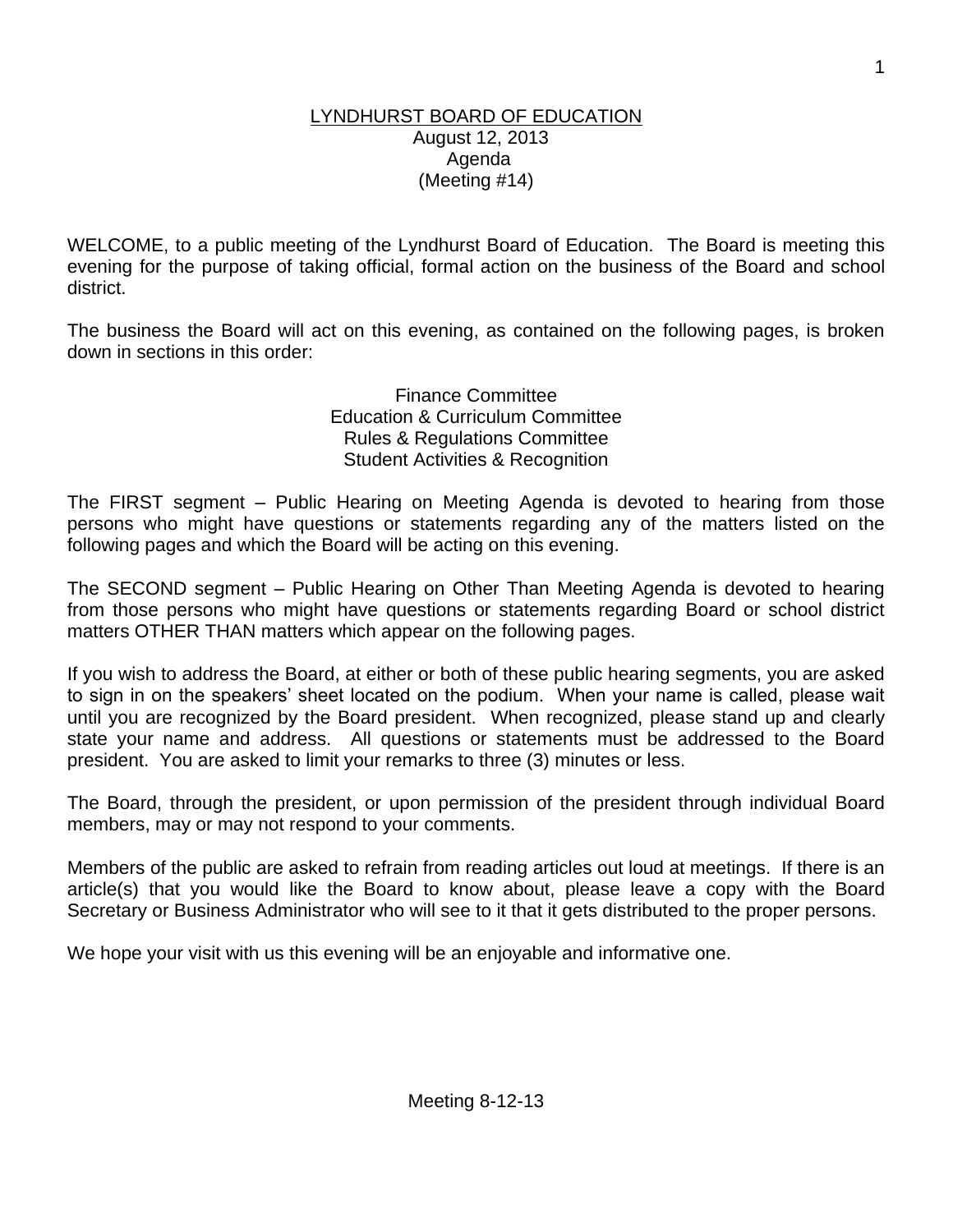# LYNDHURST BOARD OF EDUCATION

August 12, 2013
Agenda
(Meeting #14)

WELCOME, to a public meeting of the Lyndhurst Board of Education. The Board is meeting this evening for the purpose of taking official, formal action on the business of the Board and school district.

The business the Board will act on this evening, as contained on the following pages, is broken down in sections in this order:

Finance Committee
Education & Curriculum Committee
Rules & Regulations Committee
Student Activities & Recognition

The FIRST segment – Public Hearing on Meeting Agenda is devoted to hearing from those persons who might have questions or statements regarding any of the matters listed on the following pages and which the Board will be acting on this evening.

The SECOND segment – Public Hearing on Other Than Meeting Agenda is devoted to hearing from those persons who might have questions or statements regarding Board or school district matters OTHER THAN matters which appear on the following pages.

If you wish to address the Board, at either or both of these public hearing segments, you are asked to sign in on the speakers' sheet located on the podium. When your name is called, please wait until you are recognized by the Board president. When recognized, please stand up and clearly state your name and address. All questions or statements must be addressed to the Board president. You are asked to limit your remarks to three (3) minutes or less.

The Board, through the president, or upon permission of the president through individual Board members, may or may not respond to your comments.

Members of the public are asked to refrain from reading articles out loud at meetings. If there is an article(s) that you would like the Board to know about, please leave a copy with the Board Secretary or Business Administrator who will see to it that it gets distributed to the proper persons.

We hope your visit with us this evening will be an enjoyable and informative one.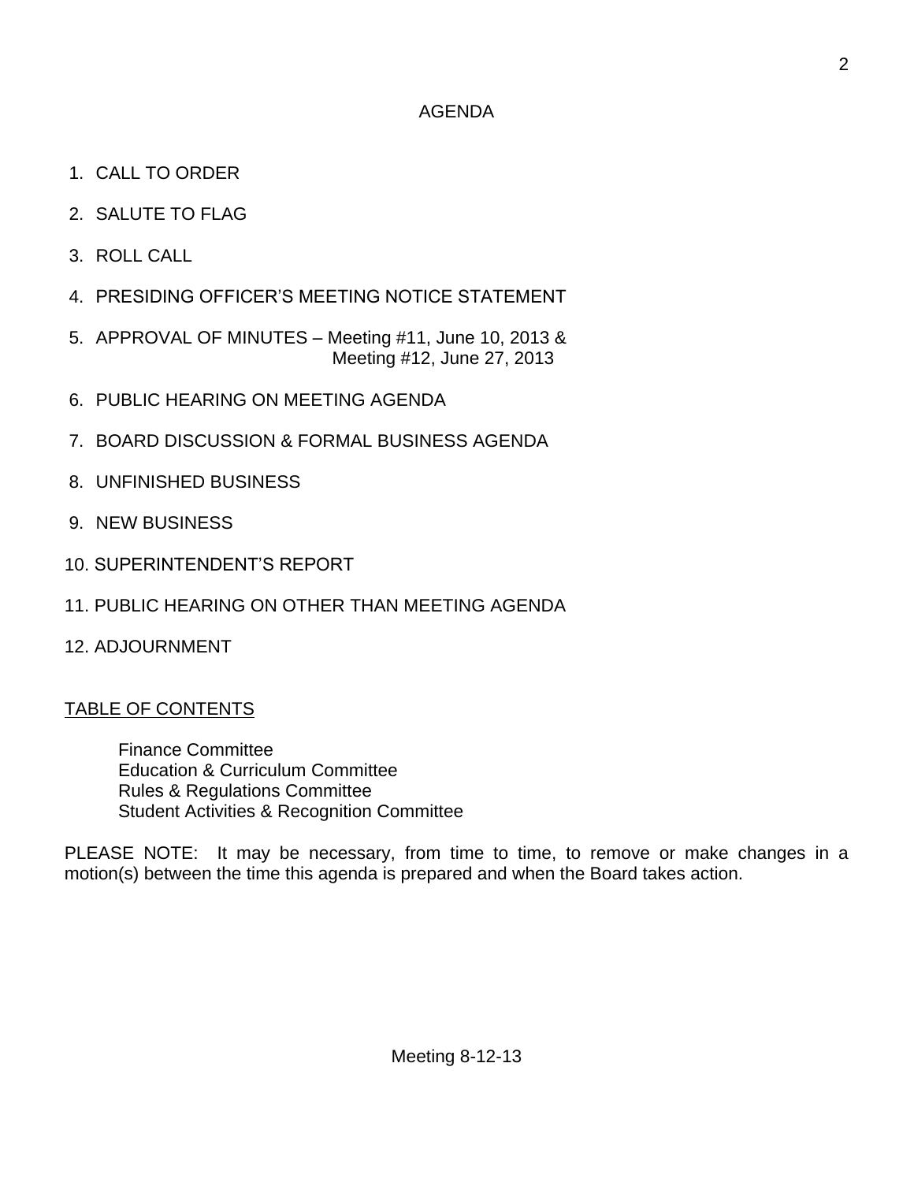## AGENDA

1. CALL TO ORDER
2. SALUTE TO FLAG
3. ROLL CALL
4. PRESIDING OFFICER'S MEETING NOTICE STATEMENT
5. APPROVAL OF MINUTES – Meeting #11, June 10, 2013 &
   Meeting #12, June 27, 2013
6. PUBLIC HEARING ON MEETING AGENDA
7. BOARD DISCUSSION & FORMAL BUSINESS AGENDA
8. UNFINISHED BUSINESS
9. NEW BUSINESS
10. SUPERINTENDENT'S REPORT
11. PUBLIC HEARING ON OTHER THAN MEETING AGENDA
12. ADJOURNMENT

TABLE OF CONTENTS

Finance Committee
Education & Curriculum Committee
Rules & Regulations Committee
Student Activities & Recognition Committee

PLEASE NOTE: It may be necessary, from time to time, to remove or make changes in a motion(s) between the time this agenda is prepared and when the Board takes action.

Meeting 8-12-13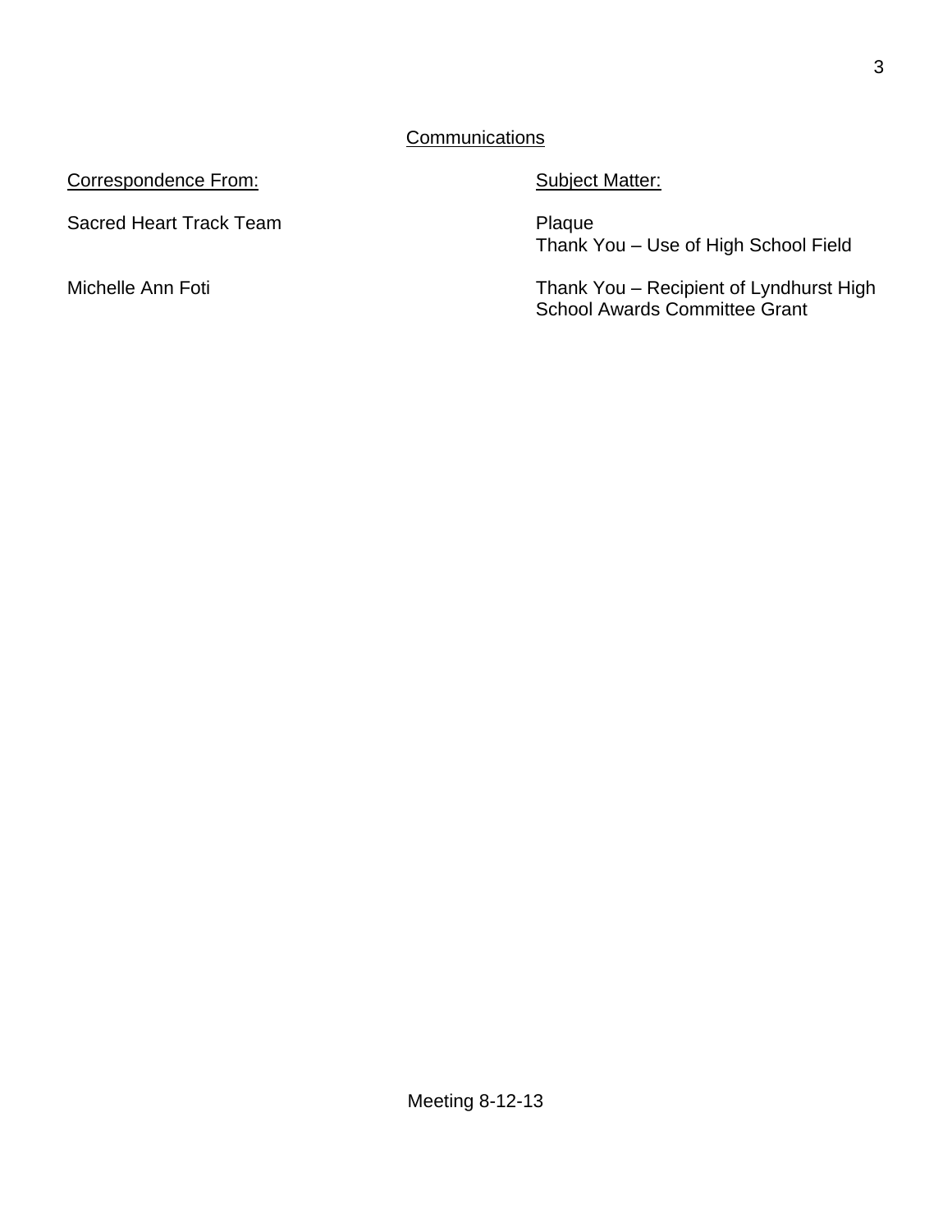## Communications

| Correspondence From: | Subject Matter: |
|---|---|
| Sacred Heart Track Team | Plaque<br>Thank You – Use of High School Field |
| Michelle Ann Foti | Thank You – Recipient of Lyndhurst High School Awards Committee Grant |

Meeting 8-12-13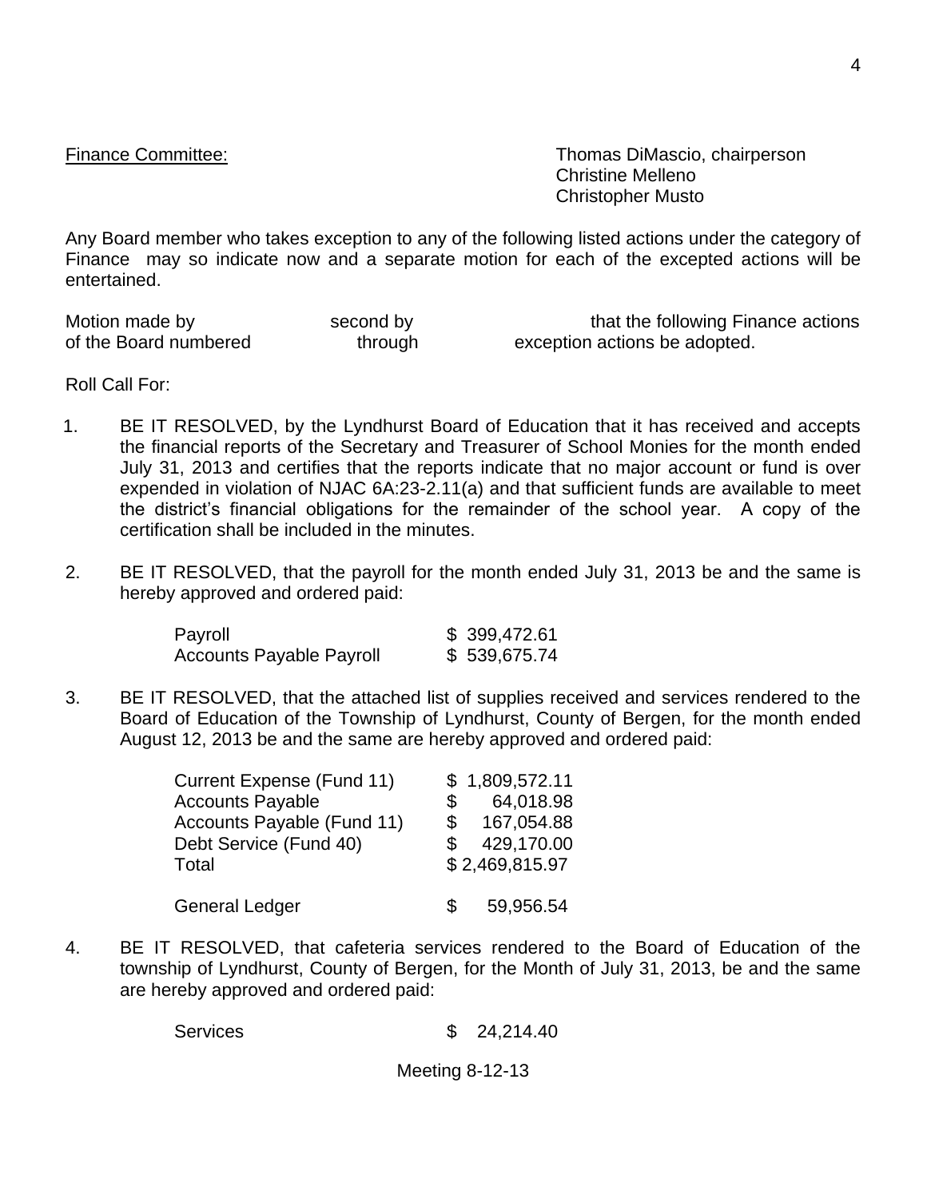Finance Committee: Thomas DiMascio, chairperson
Christine Melleno
Christopher Musto

Any Board member who takes exception to any of the following listed actions under the category of Finance may so indicate now and a separate motion for each of the excepted actions will be entertained.

Motion made by second by that the following Finance actions of the Board numbered through exception actions be adopted.

Roll Call For:

1. BE IT RESOLVED, by the Lyndhurst Board of Education that it has received and accepts the financial reports of the Secretary and Treasurer of School Monies for the month ended July 31, 2013 and certifies that the reports indicate that no major account or fund is over expended in violation of NJAC 6A:23-2.11(a) and that sufficient funds are available to meet the district's financial obligations for the remainder of the school year. A copy of the certification shall be included in the minutes.

2. BE IT RESOLVED, that the payroll for the month ended July 31, 2013 be and the same is hereby approved and ordered paid:

| | |
|---|---|
| Payroll | $ 399,472.61 |
| Accounts Payable Payroll | $ 539,675.74 |

3. BE IT RESOLVED, that the attached list of supplies received and services rendered to the Board of Education of the Township of Lyndhurst, County of Bergen, for the month ended August 12, 2013 be and the same are hereby approved and ordered paid:

| | |
|---|---|
| Current Expense (Fund 11) | $ 1,809,572.11 |
| Accounts Payable | $ 64,018.98 |
| Accounts Payable (Fund 11) | $ 167,054.88 |
| Debt Service (Fund 40) | $ 429,170.00 |
| Total | $ 2,469,815.97 |
| | |
| General Ledger | $ 59,956.54 |

4. BE IT RESOLVED, that cafeteria services rendered to the Board of Education of the township of Lyndhurst, County of Bergen, for the Month of July 31, 2013, be and the same are hereby approved and ordered paid:

| | |
|---|---|
| Services | $ 24,214.40 |

Meeting 8-12-13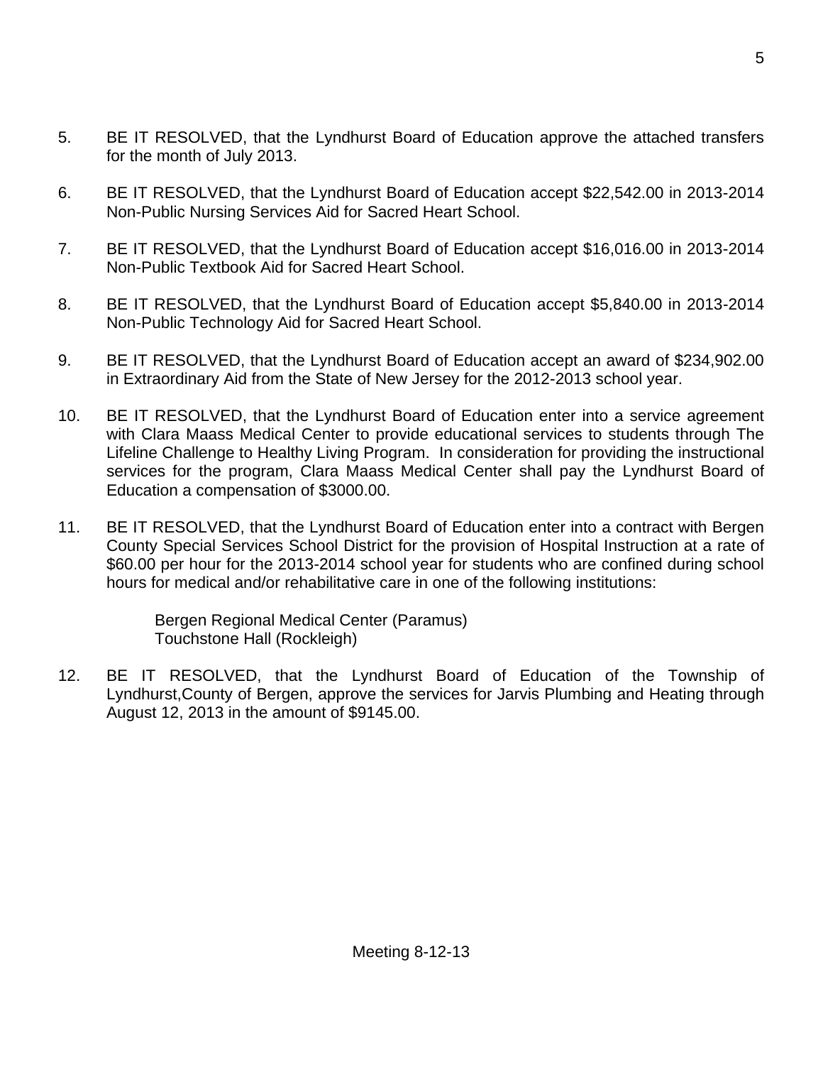5. BE IT RESOLVED, that the Lyndhurst Board of Education approve the attached transfers for the month of July 2013.

6. BE IT RESOLVED, that the Lyndhurst Board of Education accept $22,542.00 in 2013-2014 Non-Public Nursing Services Aid for Sacred Heart School.

7. BE IT RESOLVED, that the Lyndhurst Board of Education accept $16,016.00 in 2013-2014 Non-Public Textbook Aid for Sacred Heart School.

8. BE IT RESOLVED, that the Lyndhurst Board of Education accept $5,840.00 in 2013-2014 Non-Public Technology Aid for Sacred Heart School.

9. BE IT RESOLVED, that the Lyndhurst Board of Education accept an award of $234,902.00 in Extraordinary Aid from the State of New Jersey for the 2012-2013 school year.

10. BE IT RESOLVED, that the Lyndhurst Board of Education enter into a service agreement with Clara Maass Medical Center to provide educational services to students through The Lifeline Challenge to Healthy Living Program. In consideration for providing the instructional services for the program, Clara Maass Medical Center shall pay the Lyndhurst Board of Education a compensation of $3000.00.

11. BE IT RESOLVED, that the Lyndhurst Board of Education enter into a contract with Bergen County Special Services School District for the provision of Hospital Instruction at a rate of $60.00 per hour for the 2013-2014 school year for students who are confined during school hours for medical and/or rehabilitative care in one of the following institutions:

    Bergen Regional Medical Center (Paramus)
    Touchstone Hall (Rockleigh)

12. BE IT RESOLVED, that the Lyndhurst Board of Education of the Township of Lyndhurst,County of Bergen, approve the services for Jarvis Plumbing and Heating through August 12, 2013 in the amount of $9145.00.

Meeting 8-12-13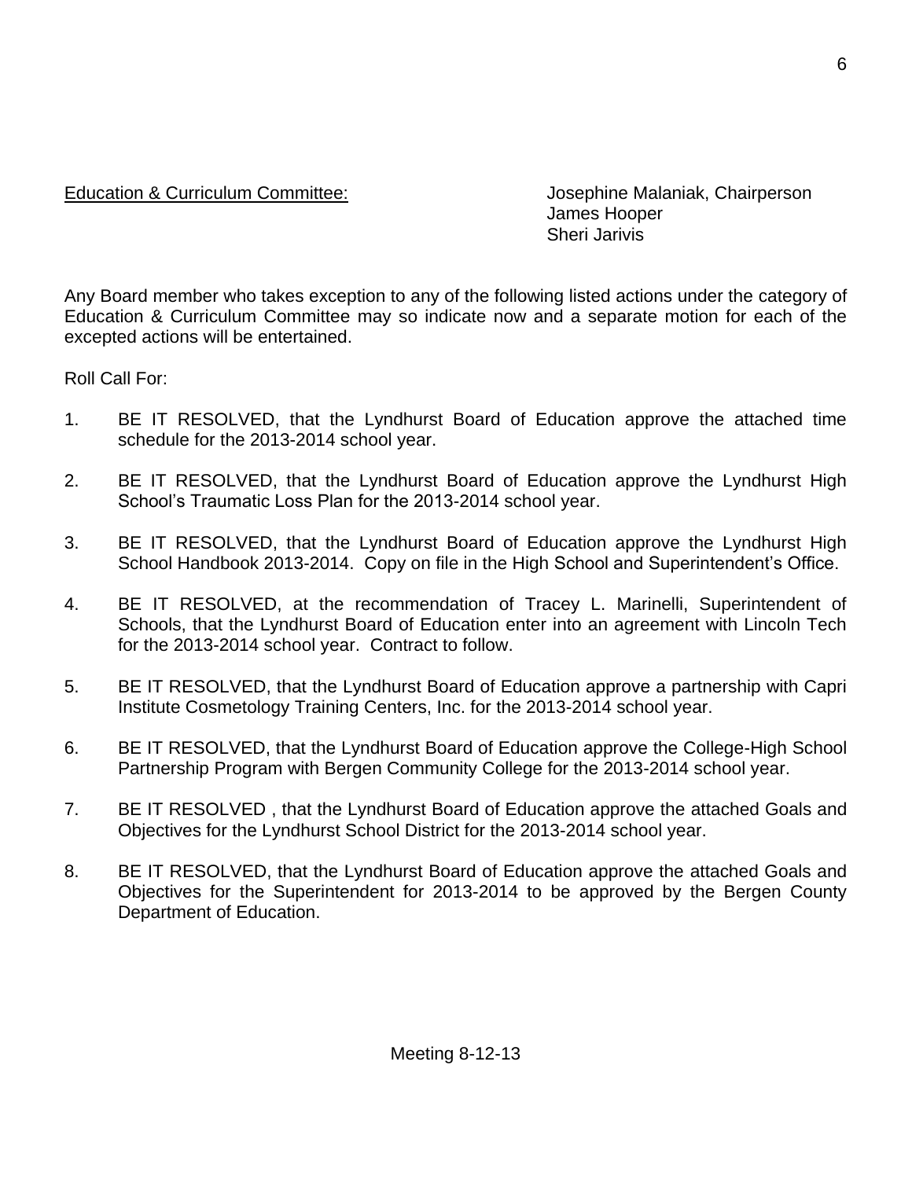Education & Curriculum Committee: Josephine Malaniak, Chairperson
James Hooper
Sheri Jarivis

Any Board member who takes exception to any of the following listed actions under the category of Education & Curriculum Committee may so indicate now and a separate motion for each of the excepted actions will be entertained.

Roll Call For:

1. BE IT RESOLVED, that the Lyndhurst Board of Education approve the attached time schedule for the 2013-2014 school year.

2. BE IT RESOLVED, that the Lyndhurst Board of Education approve the Lyndhurst High School's Traumatic Loss Plan for the 2013-2014 school year.

3. BE IT RESOLVED, that the Lyndhurst Board of Education approve the Lyndhurst High School Handbook 2013-2014. Copy on file in the High School and Superintendent's Office.

4. BE IT RESOLVED, at the recommendation of Tracey L. Marinelli, Superintendent of Schools, that the Lyndhurst Board of Education enter into an agreement with Lincoln Tech for the 2013-2014 school year. Contract to follow.

5. BE IT RESOLVED, that the Lyndhurst Board of Education approve a partnership with Capri Institute Cosmetology Training Centers, Inc. for the 2013-2014 school year.

6. BE IT RESOLVED, that the Lyndhurst Board of Education approve the College-High School Partnership Program with Bergen Community College for the 2013-2014 school year.

7. BE IT RESOLVED , that the Lyndhurst Board of Education approve the attached Goals and Objectives for the Lyndhurst School District for the 2013-2014 school year.

8. BE IT RESOLVED, that the Lyndhurst Board of Education approve the attached Goals and Objectives for the Superintendent for 2013-2014 to be approved by the Bergen County Department of Education.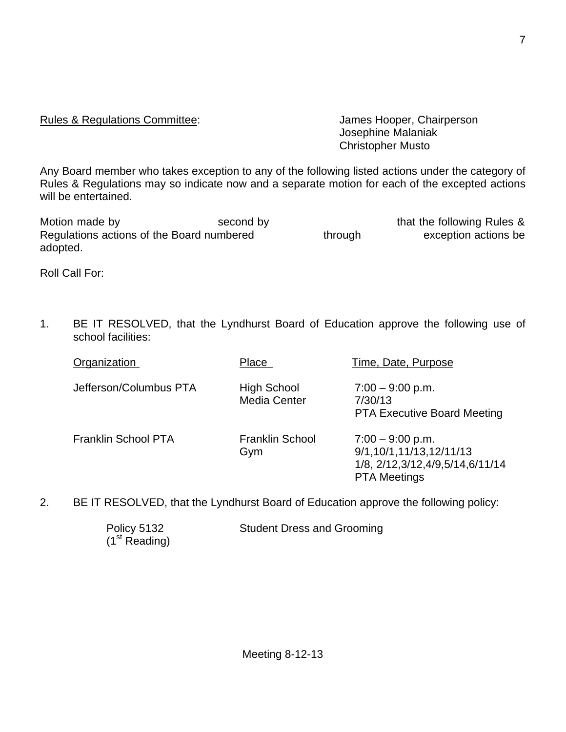Rules & Regulations Committee: James Hooper, Chairperson
Josephine Malaniak
Christopher Musto

Any Board member who takes exception to any of the following listed actions under the category of Rules & Regulations may so indicate now and a separate motion for each of the excepted actions will be entertained.

Motion made by                second by                that the following Rules & Regulations actions of the Board numbered          through          exception actions be adopted.

Roll Call For:

1. BE IT RESOLVED, that the Lyndhurst Board of Education approve the following use of school facilities:

| Organization | Place | Time, Date, Purpose |
|---|---|---|
| Jefferson/Columbus PTA | High School Media Center | 7:00 – 9:00 p.m.<br>7/30/13<br>PTA Executive Board Meeting |
| Franklin School PTA | Franklin School Gym | 7:00 – 9:00 p.m.<br>9/1,10/1,11/13,12/11/13<br>1/8, 2/12,3/12,4/9,5/14,6/11/14<br>PTA Meetings |

2. BE IT RESOLVED, that the Lyndhurst Board of Education approve the following policy:

| | |
|---|---|
| Policy 5132 (1st Reading) | Student Dress and Grooming |

Meeting 8-12-13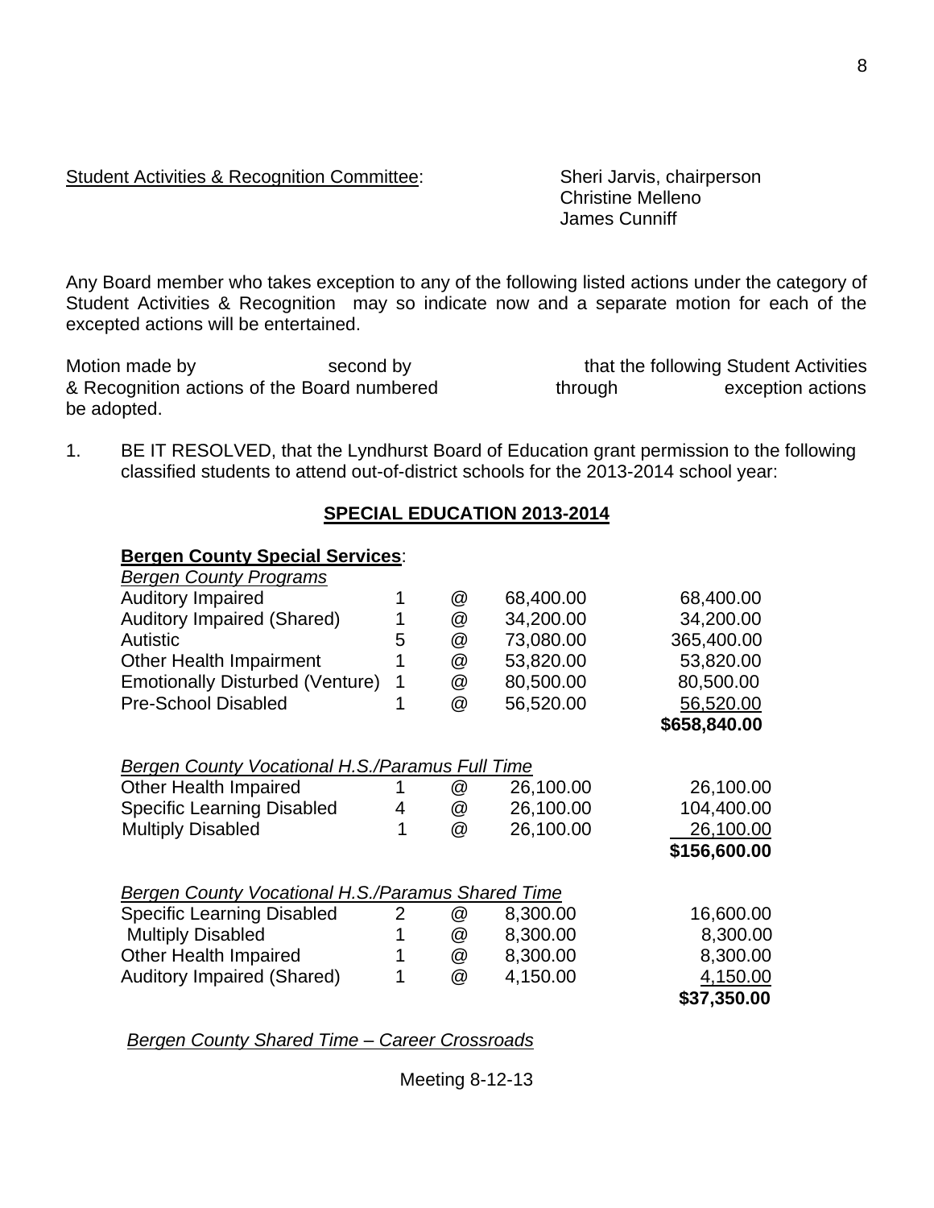Student Activities & Recognition Committee: Sheri Jarvis, chairperson
Christine Melleno
James Cunniff

Any Board member who takes exception to any of the following listed actions under the category of Student Activities & Recognition may so indicate now and a separate motion for each of the excepted actions will be entertained.

Motion made by second by that the following Student Activities & Recognition actions of the Board numbered through exception actions be adopted.

1. BE IT RESOLVED, that the Lyndhurst Board of Education grant permission to the following classified students to attend out-of-district schools for the 2013-2014 school year:

**SPECIAL EDUCATION 2013-2014**

**Bergen County Special Services**:

| *Bergen County Programs* | | | | |
|---|---|---|---|---|
| Auditory Impaired | 1 | @ | 68,400.00 | 68,400.00 |
| Auditory Impaired (Shared) | 1 | @ | 34,200.00 | 34,200.00 |
| Autistic | 5 | @ | 73,080.00 | 365,400.00 |
| Other Health Impairment | 1 | @ | 53,820.00 | 53,820.00 |
| Emotionally Disturbed (Venture) | 1 | @ | 80,500.00 | 80,500.00 |
| Pre-School Disabled | 1 | @ | 56,520.00 | 56,520.00 |
| | | | | **$658,840.00** |

| *Bergen County Vocational H.S./Paramus Full Time* | | | | |
|---|---|---|---|---|
| Other Health Impaired | 1 | @ | 26,100.00 | 26,100.00 |
| Specific Learning Disabled | 4 | @ | 26,100.00 | 104,400.00 |
| Multiply Disabled | 1 | @ | 26,100.00 | 26,100.00 |
| | | | | **$156,600.00** |

| *Bergen County Vocational H.S./Paramus Shared Time* | | | | |
|---|---|---|---|---|
| Specific Learning Disabled | 2 | @ | 8,300.00 | 16,600.00 |
| Multiply Disabled | 1 | @ | 8,300.00 | 8,300.00 |
| Other Health Impaired | 1 | @ | 8,300.00 | 8,300.00 |
| Auditory Impaired (Shared) | 1 | @ | 4,150.00 | 4,150.00 |
| | | | | **$37,350.00** |

*Bergen County Shared Time – Career Crossroads*

Meeting 8-12-13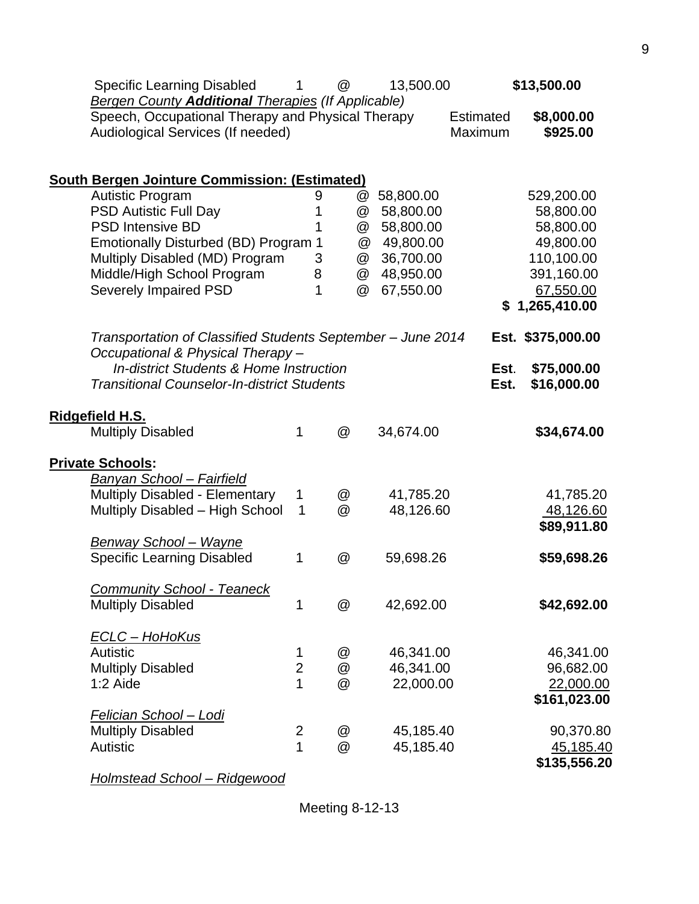| | | | | | |
|---|---|---|---|---|---|
| Specific Learning Disabled | 1 | @ | 13,500.00 | | **$13,500.00** |
| *Bergen County **Additional** Therapies (If Applicable)* | | | | | |
| Speech, Occupational Therapy and Physical Therapy | | | | Estimated | **$8,000.00** |
| Audiological Services (If needed) | | | | Maximum | **$925.00** |

**South Bergen Jointure Commission: (Estimated)**

| | | | | |
|---|---|---|---|---|
| Autistic Program | 9 | @ | 58,800.00 | 529,200.00 |
| PSD Autistic Full Day | 1 | @ | 58,800.00 | 58,800.00 |
| PSD Intensive BD | 1 | @ | 58,800.00 | 58,800.00 |
| Emotionally Disturbed (BD) Program | 1 | @ | 49,800.00 | 49,800.00 |
| Multiply Disabled (MD) Program | 3 | @ | 36,700.00 | 110,100.00 |
| Middle/High School Program | 8 | @ | 48,950.00 | 391,160.00 |
| Severely Impaired PSD | 1 | @ | 67,550.00 | 67,550.00 |
| | | | | **$ 1,265,410.00** |

| | |
|---|---|
| *Transportation of Classified Students September – June 2014* | **Est. $375,000.00** |
| *Occupational & Physical Therapy – In-district Students & Home Instruction* | **Est. $75,000.00** |
| *Transitional Counselor-In-district Students* | **Est. $16,000.00** |

**Ridgefield H.S.**

| | | | | |
|---|---|---|---|---|
| Multiply Disabled | 1 | @ | 34,674.00 | **$34,674.00** |

**Private Schools:**

| | | | | |
|---|---|---|---|---|
| *Banyan School – Fairfield* | | | | |
| Multiply Disabled - Elementary | 1 | @ | 41,785.20 | 41,785.20 |
| Multiply Disabled – High School | 1 | @ | 48,126.60 | 48,126.60 |
| | | | | **$89,911.80** |
| *Benway School – Wayne* | | | | |
| Specific Learning Disabled | 1 | @ | 59,698.26 | **$59,698.26** |
| *Community School - Teaneck* | | | | |
| Multiply Disabled | 1 | @ | 42,692.00 | **$42,692.00** |
| *ECLC – HoHoKus* | | | | |
| Autistic | 1 | @ | 46,341.00 | 46,341.00 |
| Multiply Disabled | 2 | @ | 46,341.00 | 96,682.00 |
| 1:2 Aide | 1 | @ | 22,000.00 | 22,000.00 |
| | | | | **$161,023.00** |
| *Felician School – Lodi* | | | | |
| Multiply Disabled | 2 | @ | 45,185.40 | 90,370.80 |
| Autistic | 1 | @ | 45,185.40 | 45,185.40 |
| | | | | **$135,556.20** |

*Holmstead School – Ridgewood*

Meeting 8-12-13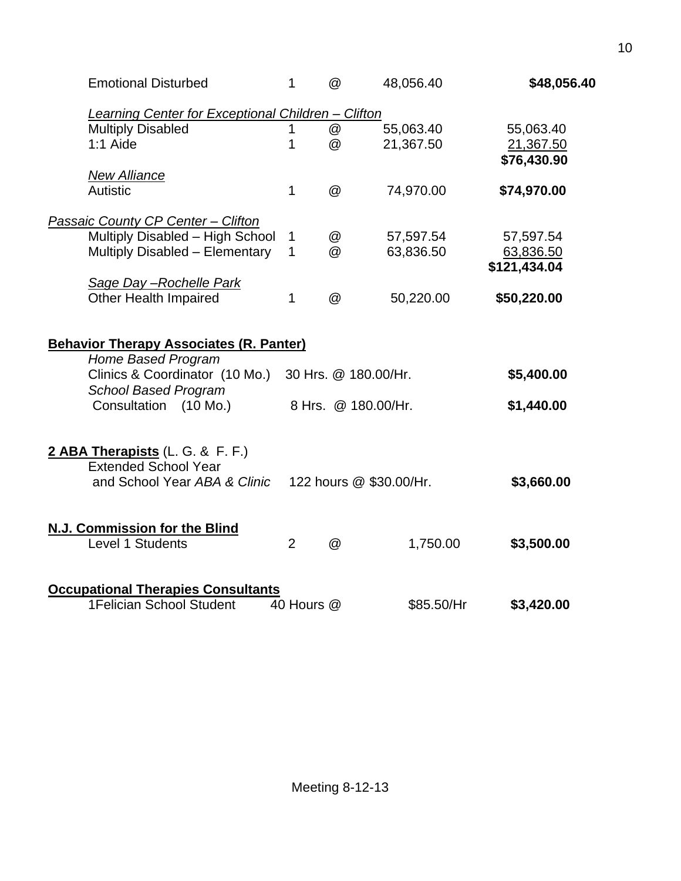| | | | | |
|---|---|---|---|---|
| Emotional Disturbed | 1 | @ | 48,056.40 | **$48,056.40** |
| *Learning Center for Exceptional Children – Clifton* | | | | |
| Multiply Disabled | 1 | @ | 55,063.40 | 55,063.40 |
| 1:1 Aide | 1 | @ | 21,367.50 | 21,367.50 |
| | | | | **$76,430.90** |
| *New Alliance* | | | | |
| Autistic | 1 | @ | 74,970.00 | **$74,970.00** |
| *Passaic County CP Center – Clifton* | | | | |
| Multiply Disabled – High School | 1 | @ | 57,597.54 | 57,597.54 |
| Multiply Disabled – Elementary | 1 | @ | 63,836.50 | 63,836.50 |
| | | | | **$121,434.04** |
| *Sage Day –Rochelle Park* | | | | |
| Other Health Impaired | 1 | @ | 50,220.00 | **$50,220.00** |

**Behavior Therapy Associates (R. Panter)**

| | | |
|---|---|---|
| *Home Based Program* | | |
| Clinics & Coordinator (10 Mo.) | 30 Hrs. @ 180.00/Hr. | **$5,400.00** |
| *School Based Program* | | |
| Consultation (10 Mo.) | 8 Hrs. @ 180.00/Hr. | **$1,440.00** |

**2 ABA Therapists** (L. G. & F. F.)

| | | |
|---|---|---|
| Extended School Year and School Year *ABA & Clinic* | 122 hours @ $30.00/Hr. | **$3,660.00** |

**N.J. Commission for the Blind**

| | | | | |
|---|---|---|---|---|
| Level 1 Students | 2 | @ | 1,750.00 | **$3,500.00** |

**Occupational Therapies Consultants**

| | | | |
|---|---|---|---|
| 1Felician School Student | 40 Hours @ | $85.50/Hr | **$3,420.00** |

Meeting 8-12-13